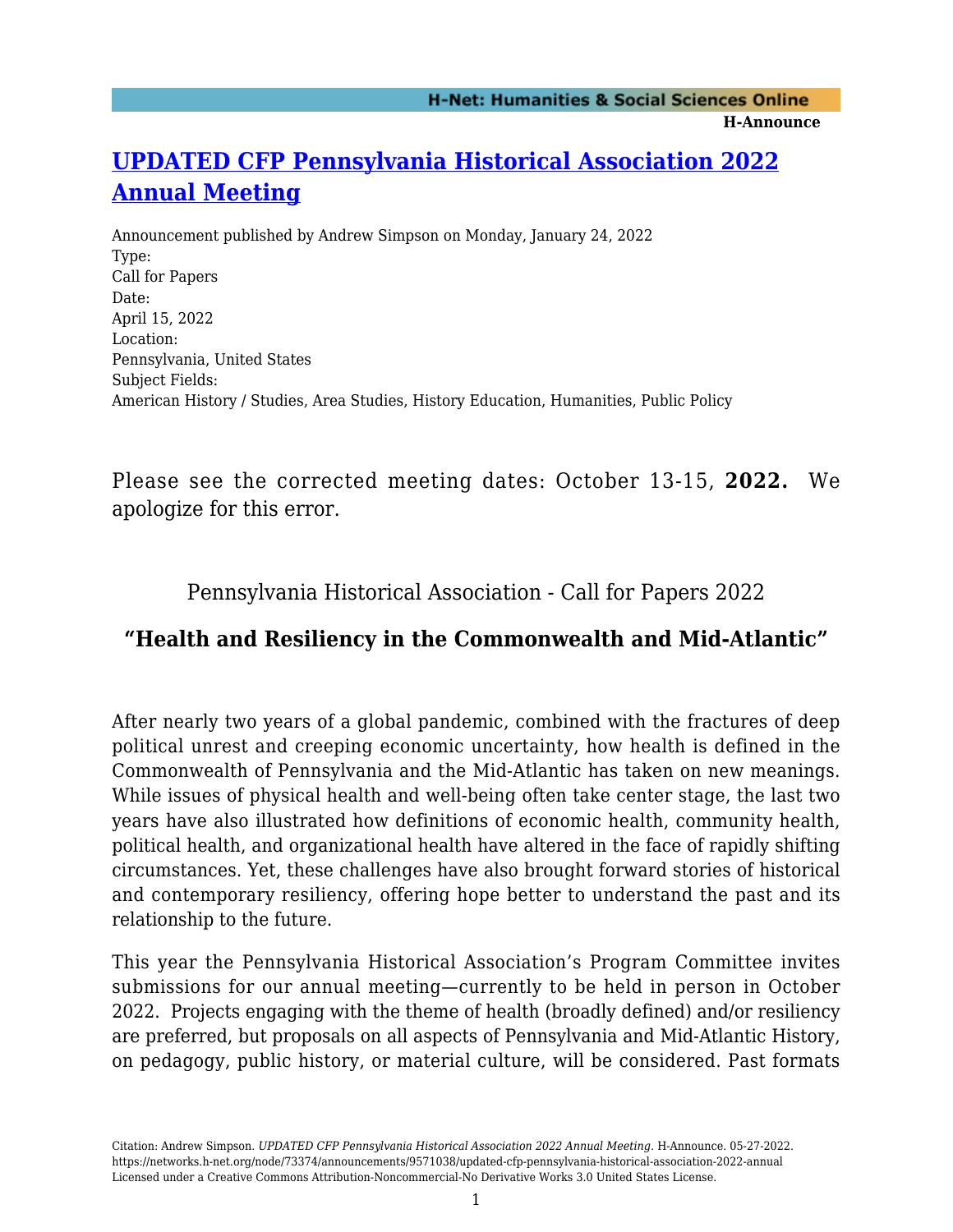# UPDATED CFP Pennsylvania Historical Association 2022 Annual Meeting

Announcement published by Andrew Simpson on Monday, January 24, 2022

Type:
Call for Papers

Date:
April 15, 2022

Location:
Pennsylvania, United States

Subject Fields:
American History / Studies, Area Studies, History Education, Humanities, Public Policy

Please see the corrected meeting dates: October 13-15, **2022.** We apologize for this error.

Pennsylvania Historical Association - Call for Papers 2022

## "Health and Resiliency in the Commonwealth and Mid-Atlantic"

After nearly two years of a global pandemic, combined with the fractures of deep political unrest and creeping economic uncertainty, how health is defined in the Commonwealth of Pennsylvania and the Mid-Atlantic has taken on new meanings. While issues of physical health and well-being often take center stage, the last two years have also illustrated how definitions of economic health, community health, political health, and organizational health have altered in the face of rapidly shifting circumstances. Yet, these challenges have also brought forward stories of historical and contemporary resiliency, offering hope better to understand the past and its relationship to the future.

This year the Pennsylvania Historical Association's Program Committee invites submissions for our annual meeting—currently to be held in person in October 2022. Projects engaging with the theme of health (broadly defined) and/or resiliency are preferred, but proposals on all aspects of Pennsylvania and Mid-Atlantic History, on pedagogy, public history, or material culture, will be considered. Past formats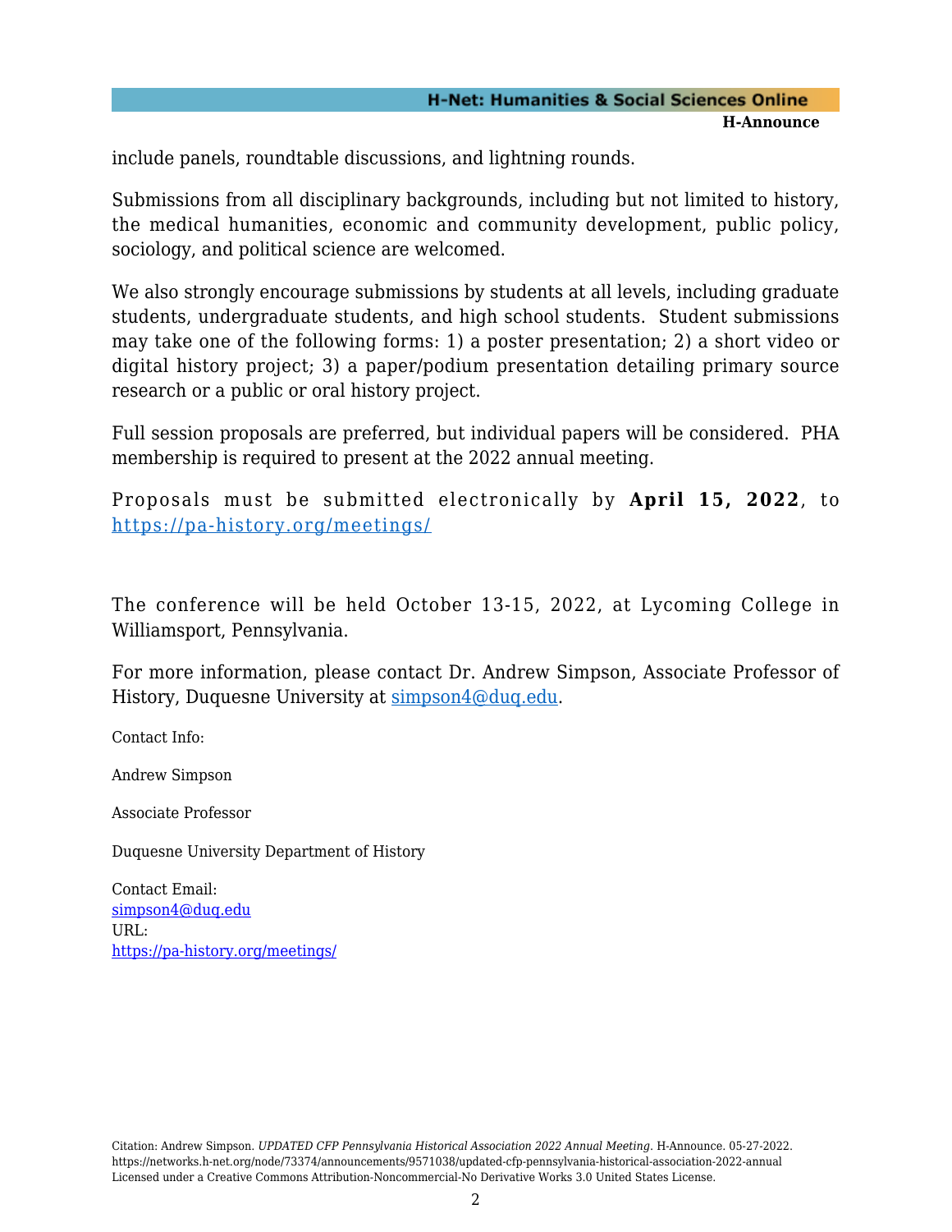include panels, roundtable discussions, and lightning rounds.

Submissions from all disciplinary backgrounds, including but not limited to history, the medical humanities, economic and community development, public policy, sociology, and political science are welcomed.

We also strongly encourage submissions by students at all levels, including graduate students, undergraduate students, and high school students. Student submissions may take one of the following forms: 1) a poster presentation; 2) a short video or digital history project; 3) a paper/podium presentation detailing primary source research or a public or oral history project.

Full session proposals are preferred, but individual papers will be considered. PHA membership is required to present at the 2022 annual meeting.

Proposals must be submitted electronically by **April 15, 2022**, to https://pa-history.org/meetings/

The conference will be held October 13-15, 2022, at Lycoming College in Williamsport, Pennsylvania.

For more information, please contact Dr. Andrew Simpson, Associate Professor of History, Duquesne University at simpson4@duq.edu.

Contact Info:

Andrew Simpson

Associate Professor

Duquesne University Department of History

Contact Email:
simpson4@duq.edu
URL:
https://pa-history.org/meetings/

Citation: Andrew Simpson. *UPDATED CFP Pennsylvania Historical Association 2022 Annual Meeting*. H-Announce. 05-27-2022. https://networks.h-net.org/node/73374/announcements/9571038/updated-cfp-pennsylvania-historical-association-2022-annual
Licensed under a Creative Commons Attribution-Noncommercial-No Derivative Works 3.0 United States License.